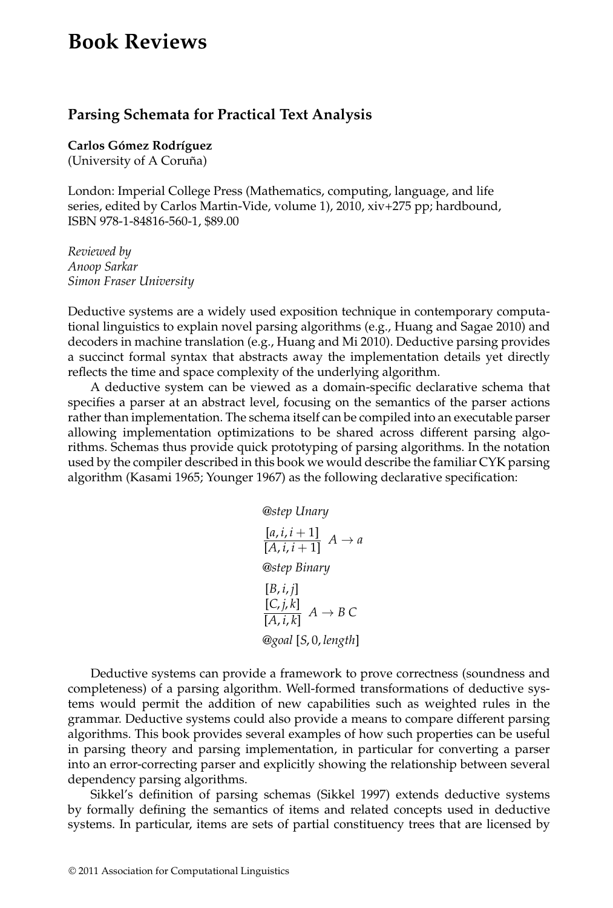# Book Reviews

## Parsing Schemata for Practical Text Analysis

**Carlos Gómez Rodríguez**
(University of A Coruña)

London: Imperial College Press (Mathematics, computing, language, and life series, edited by Carlos Martin-Vide, volume 1), 2010, xiv+275 pp; hardbound, ISBN 978-1-84816-560-1, $89.00

*Reviewed by*
*Anoop Sarkar*
*Simon Fraser University*

Deductive systems are a widely used exposition technique in contemporary computational linguistics to explain novel parsing algorithms (e.g., Huang and Sagae 2010) and decoders in machine translation (e.g., Huang and Mi 2010). Deductive parsing provides a succinct formal syntax that abstracts away the implementation details yet directly reflects the time and space complexity of the underlying algorithm.

A deductive system can be viewed as a domain-specific declarative schema that specifies a parser at an abstract level, focusing on the semantics of the parser actions rather than implementation. The schema itself can be compiled into an executable parser allowing implementation optimizations to be shared across different parsing algorithms. Schemas thus provide quick prototyping of parsing algorithms. In the notation used by the compiler described in this book we would describe the familiar CYK parsing algorithm (Kasami 1965; Younger 1967) as the following declarative specification:

*@step Unary*

$$\frac{[a, i, i+1]}{[A, i, i+1]} \; A \rightarrow a$$

*@step Binary*

$$\frac{\begin{array}{c}[B, i, j] \\ [C, j, k]\end{array}}{[A, i, k]} \; A \rightarrow B\ C$$

*@goal* $[S, 0, length]$

Deductive systems can provide a framework to prove correctness (soundness and completeness) of a parsing algorithm. Well-formed transformations of deductive systems would permit the addition of new capabilities such as weighted rules in the grammar. Deductive systems could also provide a means to compare different parsing algorithms. This book provides several examples of how such properties can be useful in parsing theory and parsing implementation, in particular for converting a parser into an error-correcting parser and explicitly showing the relationship between several dependency parsing algorithms.

Sikkel's definition of parsing schemas (Sikkel 1997) extends deductive systems by formally defining the semantics of items and related concepts used in deductive systems. In particular, items are sets of partial constituency trees that are licensed by

© 2011 Association for Computational Linguistics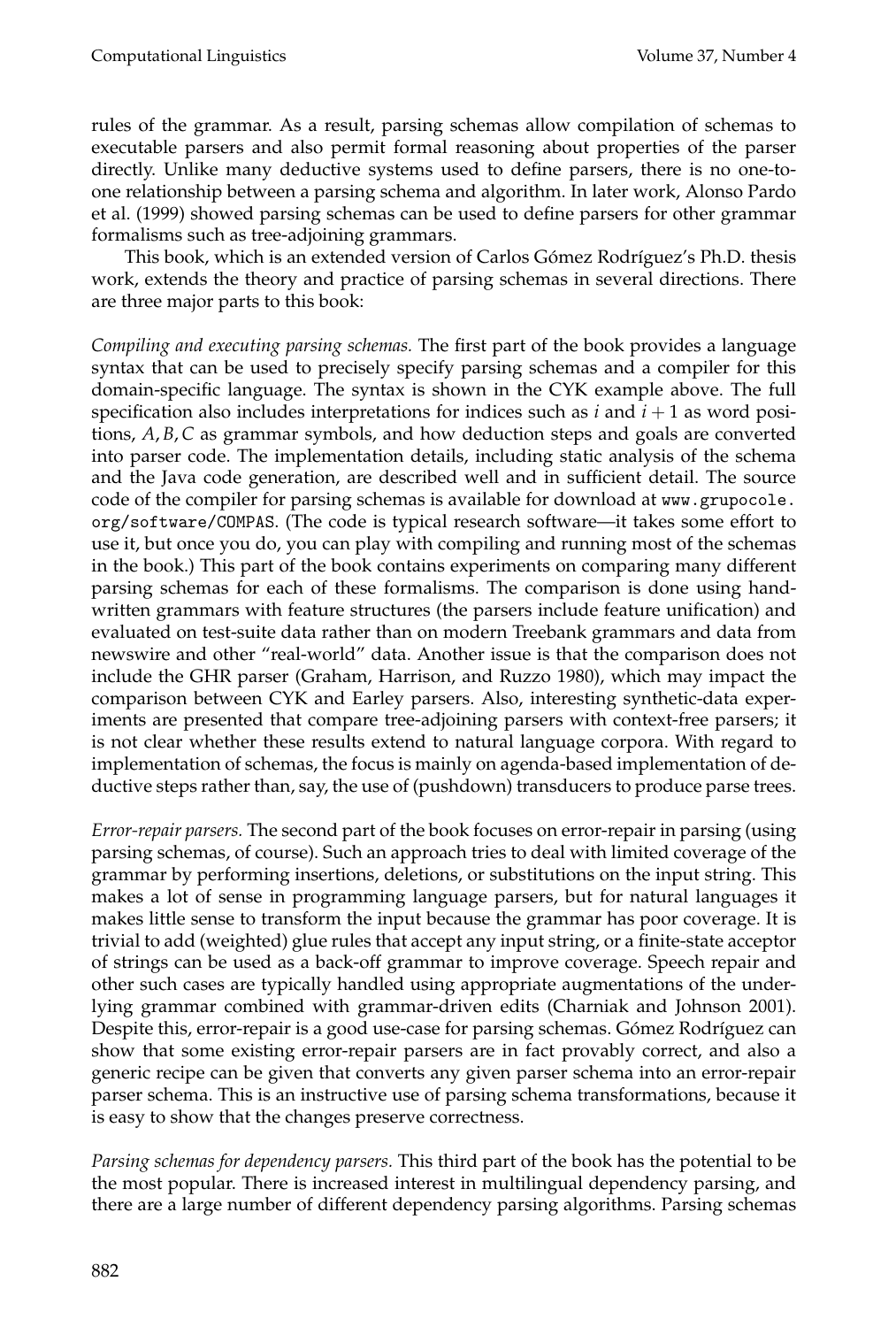rules of the grammar. As a result, parsing schemas allow compilation of schemas to executable parsers and also permit formal reasoning about properties of the parser directly. Unlike many deductive systems used to define parsers, there is no one-to-one relationship between a parsing schema and algorithm. In later work, Alonso Pardo et al. (1999) showed parsing schemas can be used to define parsers for other grammar formalisms such as tree-adjoining grammars.

This book, which is an extended version of Carlos Gómez Rodríguez's Ph.D. thesis work, extends the theory and practice of parsing schemas in several directions. There are three major parts to this book:

*Compiling and executing parsing schemas.* The first part of the book provides a language syntax that can be used to precisely specify parsing schemas and a compiler for this domain-specific language. The syntax is shown in the CYK example above. The full specification also includes interpretations for indices such as $i$ and $i+1$ as word positions, $A, B, C$ as grammar symbols, and how deduction steps and goals are converted into parser code. The implementation details, including static analysis of the schema and the Java code generation, are described well and in sufficient detail. The source code of the compiler for parsing schemas is available for download at `www.grupocole.org/software/COMPAS`. (The code is typical research software—it takes some effort to use it, but once you do, you can play with compiling and running most of the schemas in the book.) This part of the book contains experiments on comparing many different parsing schemas for each of these formalisms. The comparison is done using hand-written grammars with feature structures (the parsers include feature unification) and evaluated on test-suite data rather than on modern Treebank grammars and data from newswire and other "real-world" data. Another issue is that the comparison does not include the GHR parser (Graham, Harrison, and Ruzzo 1980), which may impact the comparison between CYK and Earley parsers. Also, interesting synthetic-data experiments are presented that compare tree-adjoining parsers with context-free parsers; it is not clear whether these results extend to natural language corpora. With regard to implementation of schemas, the focus is mainly on agenda-based implementation of deductive steps rather than, say, the use of (pushdown) transducers to produce parse trees.

*Error-repair parsers.* The second part of the book focuses on error-repair in parsing (using parsing schemas, of course). Such an approach tries to deal with limited coverage of the grammar by performing insertions, deletions, or substitutions on the input string. This makes a lot of sense in programming language parsers, but for natural languages it makes little sense to transform the input because the grammar has poor coverage. It is trivial to add (weighted) glue rules that accept any input string, or a finite-state acceptor of strings can be used as a back-off grammar to improve coverage. Speech repair and other such cases are typically handled using appropriate augmentations of the underlying grammar combined with grammar-driven edits (Charniak and Johnson 2001). Despite this, error-repair is a good use-case for parsing schemas. Gómez Rodríguez can show that some existing error-repair parsers are in fact provably correct, and also a generic recipe can be given that converts any given parser schema into an error-repair parser schema. This is an instructive use of parsing schema transformations, because it is easy to show that the changes preserve correctness.

*Parsing schemas for dependency parsers.* This third part of the book has the potential to be the most popular. There is increased interest in multilingual dependency parsing, and there are a large number of different dependency parsing algorithms. Parsing schemas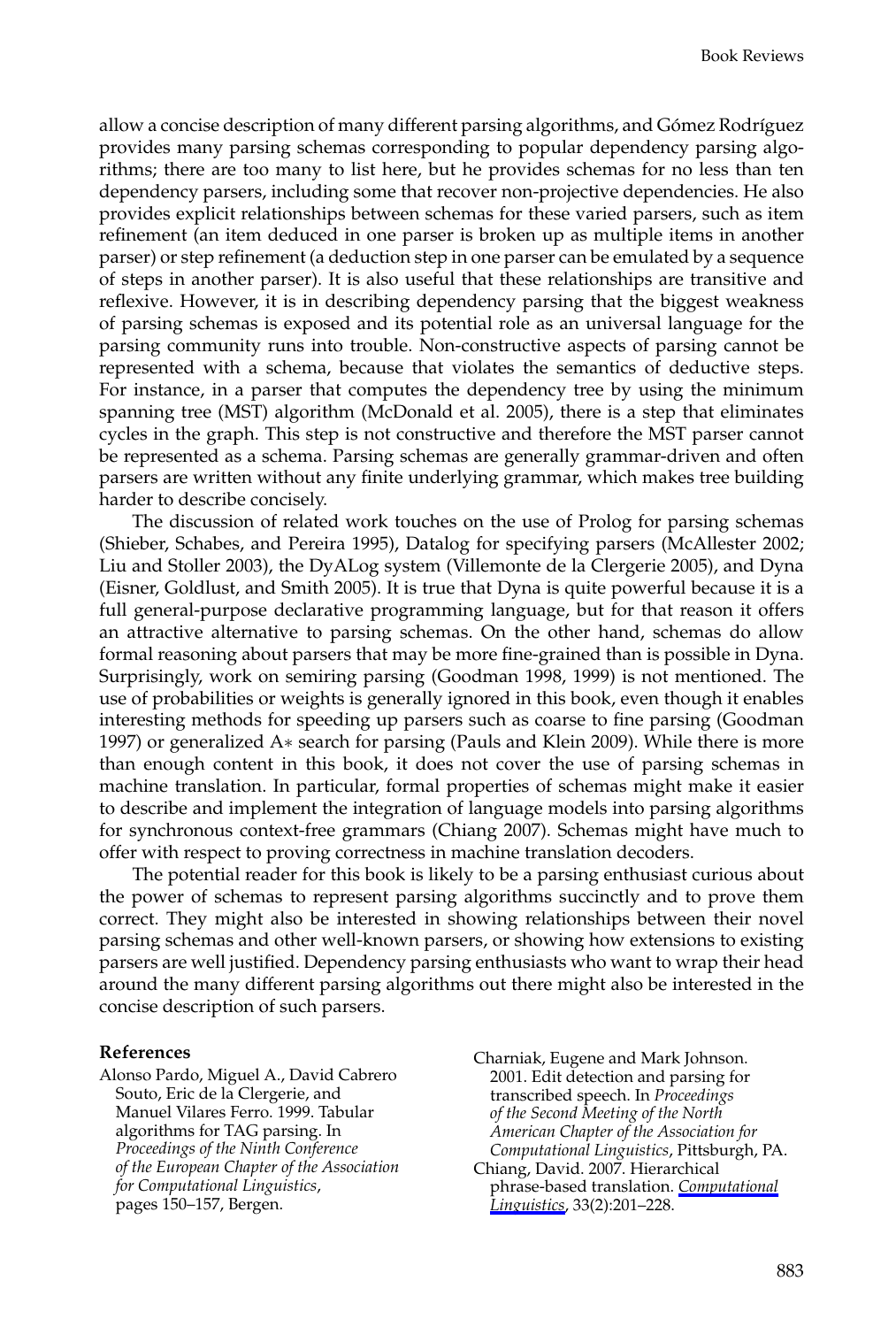allow a concise description of many different parsing algorithms, and Gómez Rodríguez provides many parsing schemas corresponding to popular dependency parsing algorithms; there are too many to list here, but he provides schemas for no less than ten dependency parsers, including some that recover non-projective dependencies. He also provides explicit relationships between schemas for these varied parsers, such as item refinement (an item deduced in one parser is broken up as multiple items in another parser) or step refinement (a deduction step in one parser can be emulated by a sequence of steps in another parser). It is also useful that these relationships are transitive and reflexive. However, it is in describing dependency parsing that the biggest weakness of parsing schemas is exposed and its potential role as an universal language for the parsing community runs into trouble. Non-constructive aspects of parsing cannot be represented with a schema, because that violates the semantics of deductive steps. For instance, in a parser that computes the dependency tree by using the minimum spanning tree (MST) algorithm (McDonald et al. 2005), there is a step that eliminates cycles in the graph. This step is not constructive and therefore the MST parser cannot be represented as a schema. Parsing schemas are generally grammar-driven and often parsers are written without any finite underlying grammar, which makes tree building harder to describe concisely.

The discussion of related work touches on the use of Prolog for parsing schemas (Shieber, Schabes, and Pereira 1995), Datalog for specifying parsers (McAllester 2002; Liu and Stoller 2003), the DyALog system (Villemonte de la Clergerie 2005), and Dyna (Eisner, Goldlust, and Smith 2005). It is true that Dyna is quite powerful because it is a full general-purpose declarative programming language, but for that reason it offers an attractive alternative to parsing schemas. On the other hand, schemas do allow formal reasoning about parsers that may be more fine-grained than is possible in Dyna. Surprisingly, work on semiring parsing (Goodman 1998, 1999) is not mentioned. The use of probabilities or weights is generally ignored in this book, even though it enables interesting methods for speeding up parsers such as coarse to fine parsing (Goodman 1997) or generalized A∗ search for parsing (Pauls and Klein 2009). While there is more than enough content in this book, it does not cover the use of parsing schemas in machine translation. In particular, formal properties of schemas might make it easier to describe and implement the integration of language models into parsing algorithms for synchronous context-free grammars (Chiang 2007). Schemas might have much to offer with respect to proving correctness in machine translation decoders.

The potential reader for this book is likely to be a parsing enthusiast curious about the power of schemas to represent parsing algorithms succinctly and to prove them correct. They might also be interested in showing relationships between their novel parsing schemas and other well-known parsers, or showing how extensions to existing parsers are well justified. Dependency parsing enthusiasts who want to wrap their head around the many different parsing algorithms out there might also be interested in the concise description of such parsers.

## References

Alonso Pardo, Miguel A., David Cabrero Souto, Eric de la Clergerie, and Manuel Vilares Ferro. 1999. Tabular algorithms for TAG parsing. In *Proceedings of the Ninth Conference of the European Chapter of the Association for Computational Linguistics*, pages 150–157, Bergen.

Charniak, Eugene and Mark Johnson. 2001. Edit detection and parsing for transcribed speech. In *Proceedings of the Second Meeting of the North American Chapter of the Association for Computational Linguistics*, Pittsburgh, PA.

Chiang, David. 2007. Hierarchical phrase-based translation. *Computational Linguistics*, 33(2):201–228.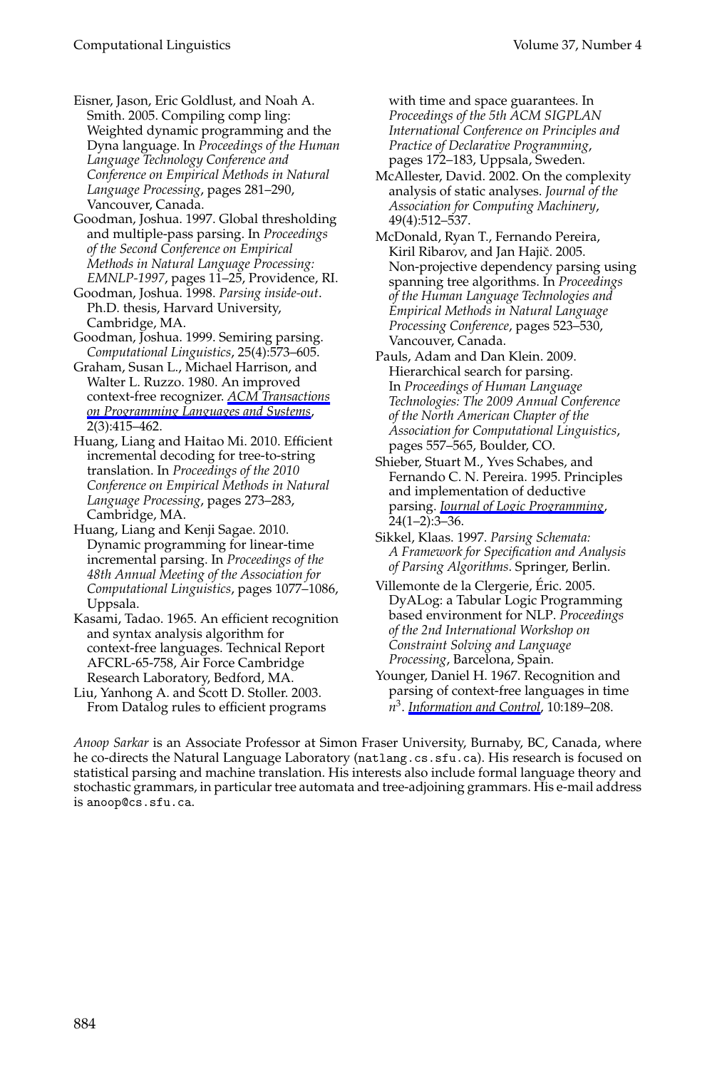Eisner, Jason, Eric Goldlust, and Noah A. Smith. 2005. Compiling comp ling: Weighted dynamic programming and the Dyna language. In *Proceedings of the Human Language Technology Conference and Conference on Empirical Methods in Natural Language Processing*, pages 281–290, Vancouver, Canada.

Goodman, Joshua. 1997. Global thresholding and multiple-pass parsing. In *Proceedings of the Second Conference on Empirical Methods in Natural Language Processing: EMNLP-1997*, pages 11–25, Providence, RI.

Goodman, Joshua. 1998. *Parsing inside-out*. Ph.D. thesis, Harvard University, Cambridge, MA.

Goodman, Joshua. 1999. Semiring parsing. *Computational Linguistics*, 25(4):573–605.

Graham, Susan L., Michael Harrison, and Walter L. Ruzzo. 1980. An improved context-free recognizer. *ACM Transactions on Programming Languages and Systems*, 2(3):415–462.

Huang, Liang and Haitao Mi. 2010. Efficient incremental decoding for tree-to-string translation. In *Proceedings of the 2010 Conference on Empirical Methods in Natural Language Processing*, pages 273–283, Cambridge, MA.

Huang, Liang and Kenji Sagae. 2010. Dynamic programming for linear-time incremental parsing. In *Proceedings of the 48th Annual Meeting of the Association for Computational Linguistics*, pages 1077–1086, Uppsala.

Kasami, Tadao. 1965. An efficient recognition and syntax analysis algorithm for context-free languages. Technical Report AFCRL-65-758, Air Force Cambridge Research Laboratory, Bedford, MA.

Liu, Yanhong A. and Scott D. Stoller. 2003. From Datalog rules to efficient programs with time and space guarantees. In *Proceedings of the 5th ACM SIGPLAN International Conference on Principles and Practice of Declarative Programming*, pages 172–183, Uppsala, Sweden.

McAllester, David. 2002. On the complexity analysis of static analyses. *Journal of the Association for Computing Machinery*, 49(4):512–537.

McDonald, Ryan T., Fernando Pereira, Kiril Ribarov, and Jan Hajič. 2005. Non-projective dependency parsing using spanning tree algorithms. In *Proceedings of the Human Language Technologies and Empirical Methods in Natural Language Processing Conference*, pages 523–530, Vancouver, Canada.

Pauls, Adam and Dan Klein. 2009. Hierarchical search for parsing. In *Proceedings of Human Language Technologies: The 2009 Annual Conference of the North American Chapter of the Association for Computational Linguistics*, pages 557–565, Boulder, CO.

Shieber, Stuart M., Yves Schabes, and Fernando C. N. Pereira. 1995. Principles and implementation of deductive parsing. *Journal of Logic Programming*, 24(1–2):3–36.

Sikkel, Klaas. 1997. *Parsing Schemata: A Framework for Specification and Analysis of Parsing Algorithms*. Springer, Berlin.

Villemonte de la Clergerie, Éric. 2005. DyALog: a Tabular Logic Programming based environment for NLP. *Proceedings of the 2nd International Workshop on Constraint Solving and Language Processing*, Barcelona, Spain.

Younger, Daniel H. 1967. Recognition and parsing of context-free languages in time $n^3$. *Information and Control*, 10:189–208.

*Anoop Sarkar* is an Associate Professor at Simon Fraser University, Burnaby, BC, Canada, where he co-directs the Natural Language Laboratory (natlang.cs.sfu.ca). His research is focused on statistical parsing and machine translation. His interests also include formal language theory and stochastic grammars, in particular tree automata and tree-adjoining grammars. His e-mail address is anoop@cs.sfu.ca.